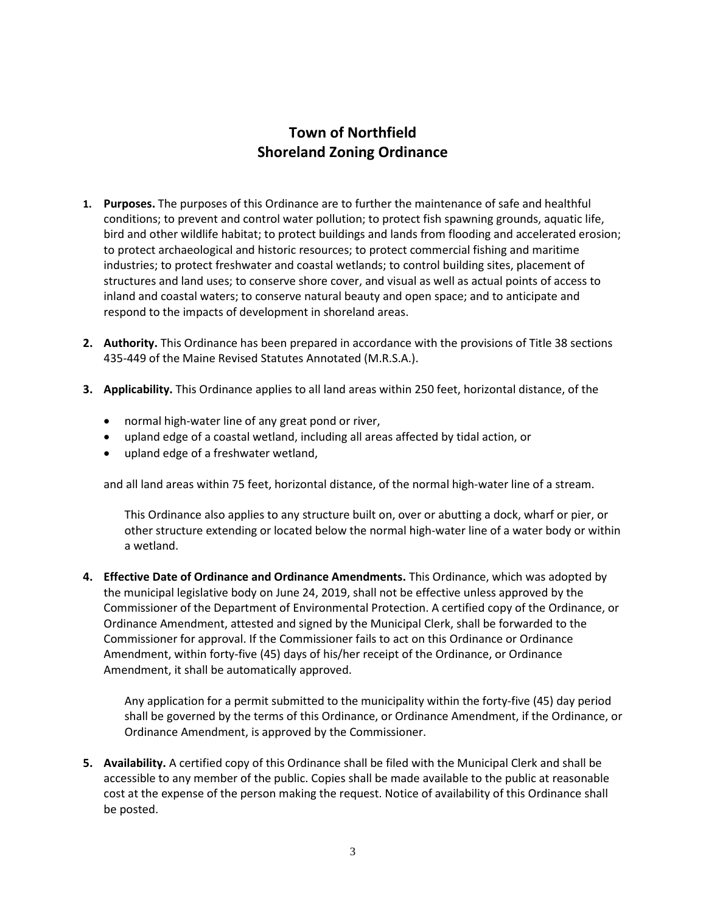# Town of Northfield
# Shoreland Zoning Ordinance

1. **Purposes.** The purposes of this Ordinance are to further the maintenance of safe and healthful conditions; to prevent and control water pollution; to protect fish spawning grounds, aquatic life, bird and other wildlife habitat; to protect buildings and lands from flooding and accelerated erosion; to protect archaeological and historic resources; to protect commercial fishing and maritime industries; to protect freshwater and coastal wetlands; to control building sites, placement of structures and land uses; to conserve shore cover, and visual as well as actual points of access to inland and coastal waters; to conserve natural beauty and open space; and to anticipate and respond to the impacts of development in shoreland areas.

2. **Authority.** This Ordinance has been prepared in accordance with the provisions of Title 38 sections 435-449 of the Maine Revised Statutes Annotated (M.R.S.A.).

3. **Applicability.** This Ordinance applies to all land areas within 250 feet, horizontal distance, of the

   - normal high-water line of any great pond or river,
   - upland edge of a coastal wetland, including all areas affected by tidal action, or
   - upland edge of a freshwater wetland,

   and all land areas within 75 feet, horizontal distance, of the normal high-water line of a stream.

   This Ordinance also applies to any structure built on, over or abutting a dock, wharf or pier, or other structure extending or located below the normal high-water line of a water body or within a wetland.

4. **Effective Date of Ordinance and Ordinance Amendments.** This Ordinance, which was adopted by the municipal legislative body on June 24, 2019, shall not be effective unless approved by the Commissioner of the Department of Environmental Protection. A certified copy of the Ordinance, or Ordinance Amendment, attested and signed by the Municipal Clerk, shall be forwarded to the Commissioner for approval. If the Commissioner fails to act on this Ordinance or Ordinance Amendment, within forty-five (45) days of his/her receipt of the Ordinance, or Ordinance Amendment, it shall be automatically approved.

   Any application for a permit submitted to the municipality within the forty-five (45) day period shall be governed by the terms of this Ordinance, or Ordinance Amendment, if the Ordinance, or Ordinance Amendment, is approved by the Commissioner.

5. **Availability.** A certified copy of this Ordinance shall be filed with the Municipal Clerk and shall be accessible to any member of the public. Copies shall be made available to the public at reasonable cost at the expense of the person making the request. Notice of availability of this Ordinance shall be posted.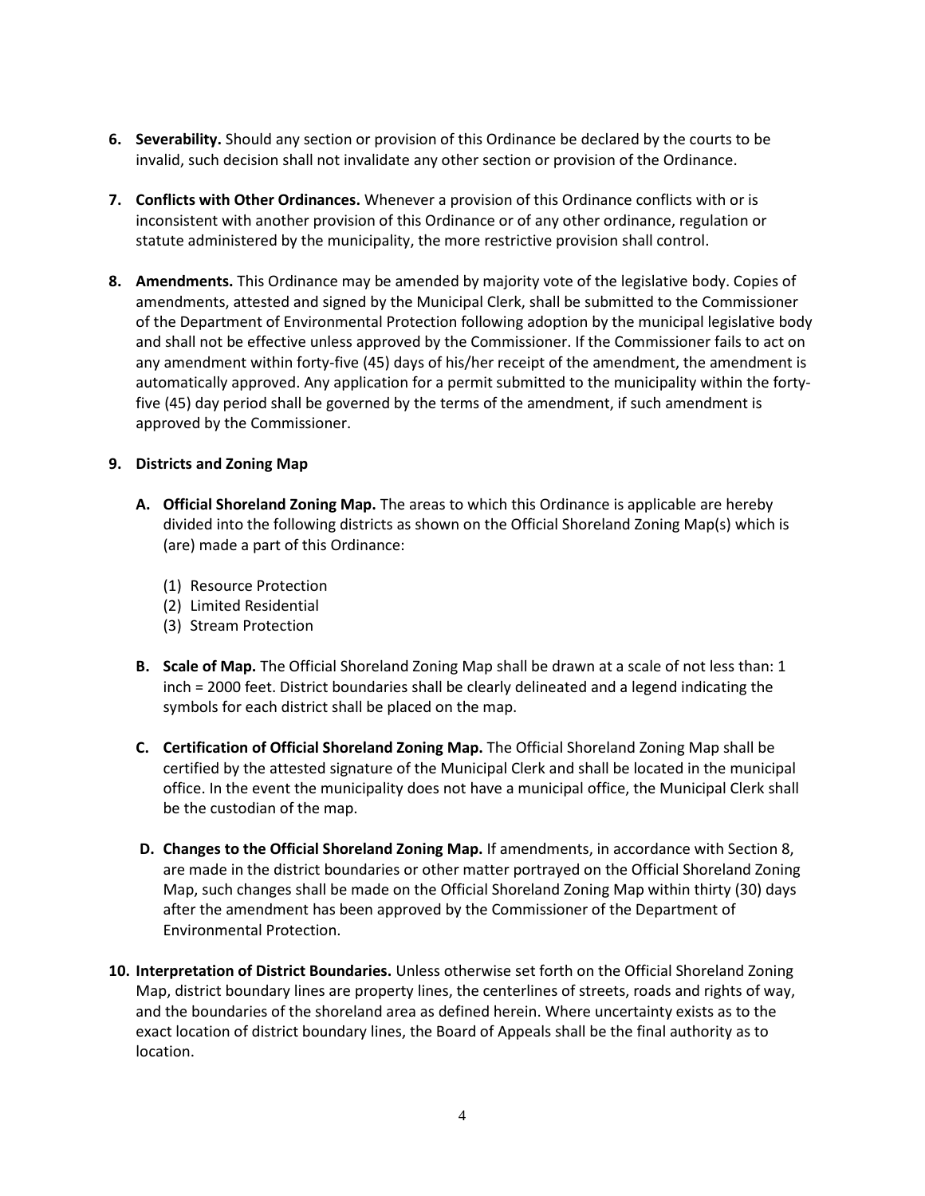6. **Severability.** Should any section or provision of this Ordinance be declared by the courts to be invalid, such decision shall not invalidate any other section or provision of the Ordinance.

7. **Conflicts with Other Ordinances.** Whenever a provision of this Ordinance conflicts with or is inconsistent with another provision of this Ordinance or of any other ordinance, regulation or statute administered by the municipality, the more restrictive provision shall control.

8. **Amendments.** This Ordinance may be amended by majority vote of the legislative body. Copies of amendments, attested and signed by the Municipal Clerk, shall be submitted to the Commissioner of the Department of Environmental Protection following adoption by the municipal legislative body and shall not be effective unless approved by the Commissioner. If the Commissioner fails to act on any amendment within forty-five (45) days of his/her receipt of the amendment, the amendment is automatically approved. Any application for a permit submitted to the municipality within the forty-five (45) day period shall be governed by the terms of the amendment, if such amendment is approved by the Commissioner.

9. **Districts and Zoning Map**

   A. **Official Shoreland Zoning Map.** The areas to which this Ordinance is applicable are hereby divided into the following districts as shown on the Official Shoreland Zoning Map(s) which is (are) made a part of this Ordinance:

      (1) Resource Protection
      (2) Limited Residential
      (3) Stream Protection

   B. **Scale of Map.** The Official Shoreland Zoning Map shall be drawn at a scale of not less than: 1 inch = 2000 feet. District boundaries shall be clearly delineated and a legend indicating the symbols for each district shall be placed on the map.

   C. **Certification of Official Shoreland Zoning Map.** The Official Shoreland Zoning Map shall be certified by the attested signature of the Municipal Clerk and shall be located in the municipal office. In the event the municipality does not have a municipal office, the Municipal Clerk shall be the custodian of the map.

   D. **Changes to the Official Shoreland Zoning Map.** If amendments, in accordance with Section 8, are made in the district boundaries or other matter portrayed on the Official Shoreland Zoning Map, such changes shall be made on the Official Shoreland Zoning Map within thirty (30) days after the amendment has been approved by the Commissioner of the Department of Environmental Protection.

10. **Interpretation of District Boundaries.** Unless otherwise set forth on the Official Shoreland Zoning Map, district boundary lines are property lines, the centerlines of streets, roads and rights of way, and the boundaries of the shoreland area as defined herein. Where uncertainty exists as to the exact location of district boundary lines, the Board of Appeals shall be the final authority as to location.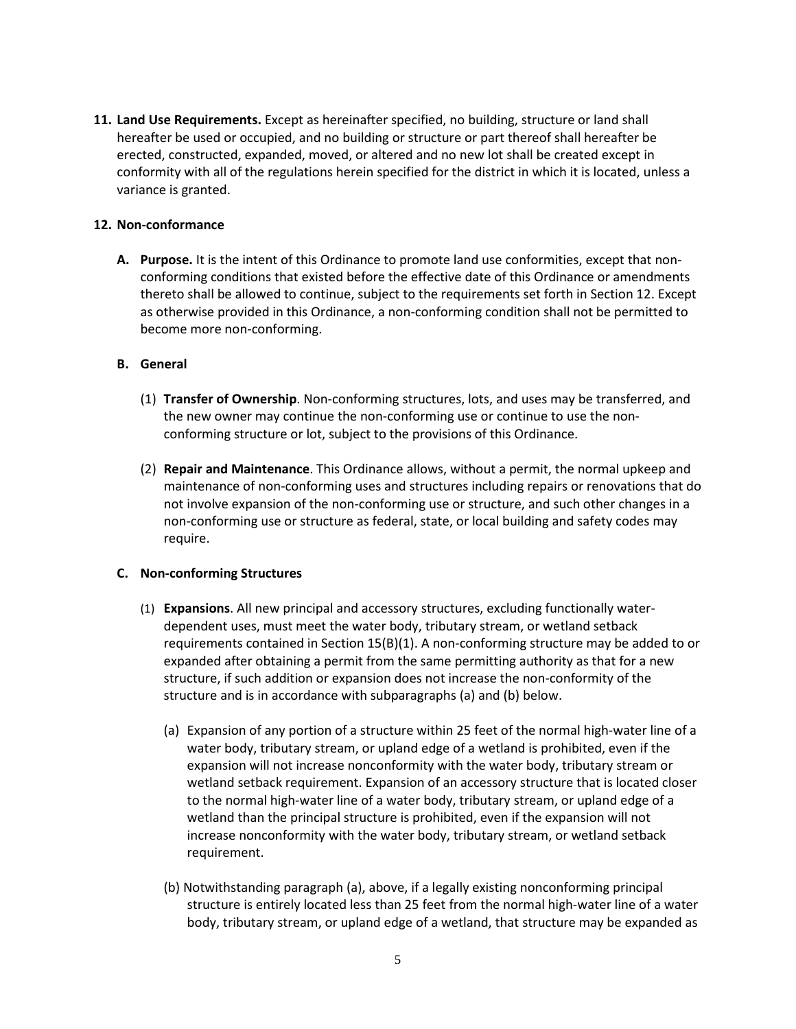**11. Land Use Requirements.** Except as hereinafter specified, no building, structure or land shall hereafter be used or occupied, and no building or structure or part thereof shall hereafter be erected, constructed, expanded, moved, or altered and no new lot shall be created except in conformity with all of the regulations herein specified for the district in which it is located, unless a variance is granted.

**12. Non-conformance**

**A. Purpose.** It is the intent of this Ordinance to promote land use conformities, except that non-conforming conditions that existed before the effective date of this Ordinance or amendments thereto shall be allowed to continue, subject to the requirements set forth in Section 12. Except as otherwise provided in this Ordinance, a non-conforming condition shall not be permitted to become more non-conforming.

**B. General**

(1) **Transfer of Ownership**. Non-conforming structures, lots, and uses may be transferred, and the new owner may continue the non-conforming use or continue to use the non-conforming structure or lot, subject to the provisions of this Ordinance.

(2) **Repair and Maintenance**. This Ordinance allows, without a permit, the normal upkeep and maintenance of non-conforming uses and structures including repairs or renovations that do not involve expansion of the non-conforming use or structure, and such other changes in a non-conforming use or structure as federal, state, or local building and safety codes may require.

**C. Non-conforming Structures**

(1) **Expansions**. All new principal and accessory structures, excluding functionally water-dependent uses, must meet the water body, tributary stream, or wetland setback requirements contained in Section 15(B)(1). A non-conforming structure may be added to or expanded after obtaining a permit from the same permitting authority as that for a new structure, if such addition or expansion does not increase the non-conformity of the structure and is in accordance with subparagraphs (a) and (b) below.

(a) Expansion of any portion of a structure within 25 feet of the normal high-water line of a water body, tributary stream, or upland edge of a wetland is prohibited, even if the expansion will not increase nonconformity with the water body, tributary stream or wetland setback requirement. Expansion of an accessory structure that is located closer to the normal high-water line of a water body, tributary stream, or upland edge of a wetland than the principal structure is prohibited, even if the expansion will not increase nonconformity with the water body, tributary stream, or wetland setback requirement.

(b) Notwithstanding paragraph (a), above, if a legally existing nonconforming principal structure is entirely located less than 25 feet from the normal high-water line of a water body, tributary stream, or upland edge of a wetland, that structure may be expanded as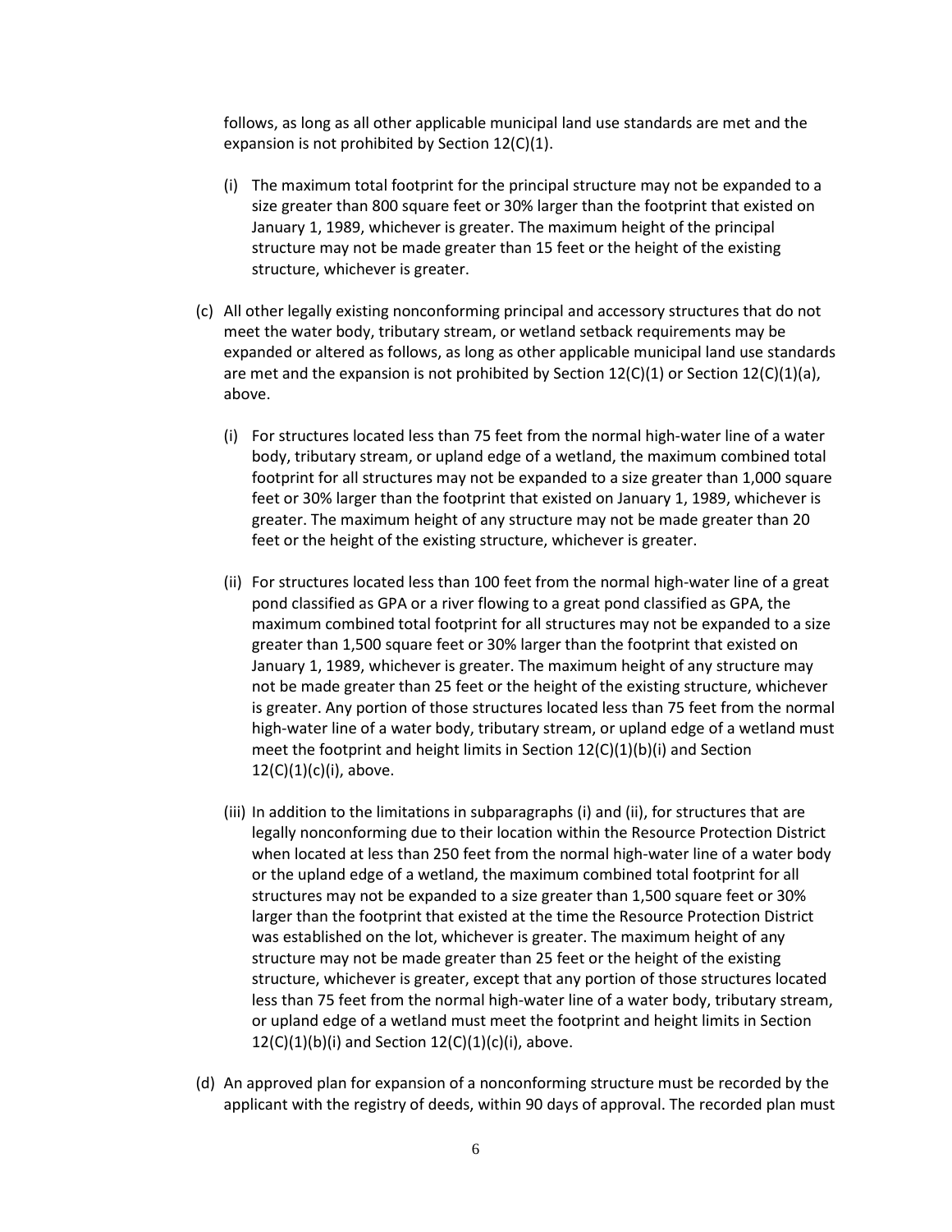follows, as long as all other applicable municipal land use standards are met and the expansion is not prohibited by Section 12(C)(1).

(i) The maximum total footprint for the principal structure may not be expanded to a size greater than 800 square feet or 30% larger than the footprint that existed on January 1, 1989, whichever is greater. The maximum height of the principal structure may not be made greater than 15 feet or the height of the existing structure, whichever is greater.

(c) All other legally existing nonconforming principal and accessory structures that do not meet the water body, tributary stream, or wetland setback requirements may be expanded or altered as follows, as long as other applicable municipal land use standards are met and the expansion is not prohibited by Section 12(C)(1) or Section 12(C)(1)(a), above.

(i) For structures located less than 75 feet from the normal high-water line of a water body, tributary stream, or upland edge of a wetland, the maximum combined total footprint for all structures may not be expanded to a size greater than 1,000 square feet or 30% larger than the footprint that existed on January 1, 1989, whichever is greater. The maximum height of any structure may not be made greater than 20 feet or the height of the existing structure, whichever is greater.

(ii) For structures located less than 100 feet from the normal high-water line of a great pond classified as GPA or a river flowing to a great pond classified as GPA, the maximum combined total footprint for all structures may not be expanded to a size greater than 1,500 square feet or 30% larger than the footprint that existed on January 1, 1989, whichever is greater. The maximum height of any structure may not be made greater than 25 feet or the height of the existing structure, whichever is greater. Any portion of those structures located less than 75 feet from the normal high-water line of a water body, tributary stream, or upland edge of a wetland must meet the footprint and height limits in Section 12(C)(1)(b)(i) and Section 12(C)(1)(c)(i), above.

(iii) In addition to the limitations in subparagraphs (i) and (ii), for structures that are legally nonconforming due to their location within the Resource Protection District when located at less than 250 feet from the normal high-water line of a water body or the upland edge of a wetland, the maximum combined total footprint for all structures may not be expanded to a size greater than 1,500 square feet or 30% larger than the footprint that existed at the time the Resource Protection District was established on the lot, whichever is greater. The maximum height of any structure may not be made greater than 25 feet or the height of the existing structure, whichever is greater, except that any portion of those structures located less than 75 feet from the normal high-water line of a water body, tributary stream, or upland edge of a wetland must meet the footprint and height limits in Section 12(C)(1)(b)(i) and Section 12(C)(1)(c)(i), above.

(d) An approved plan for expansion of a nonconforming structure must be recorded by the applicant with the registry of deeds, within 90 days of approval. The recorded plan must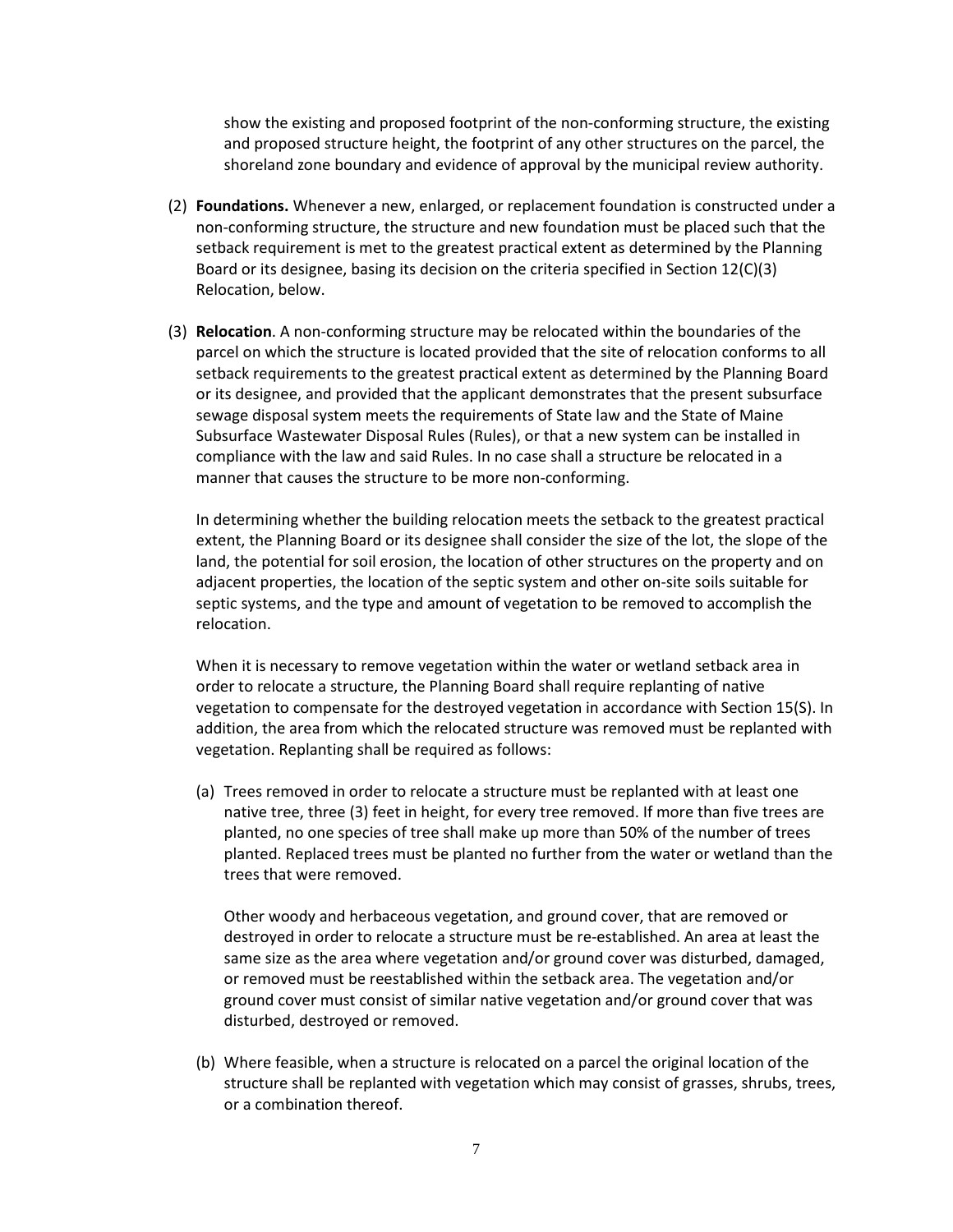show the existing and proposed footprint of the non-conforming structure, the existing and proposed structure height, the footprint of any other structures on the parcel, the shoreland zone boundary and evidence of approval by the municipal review authority.

(2) **Foundations.** Whenever a new, enlarged, or replacement foundation is constructed under a non-conforming structure, the structure and new foundation must be placed such that the setback requirement is met to the greatest practical extent as determined by the Planning Board or its designee, basing its decision on the criteria specified in Section 12(C)(3) Relocation, below.

(3) **Relocation**. A non-conforming structure may be relocated within the boundaries of the parcel on which the structure is located provided that the site of relocation conforms to all setback requirements to the greatest practical extent as determined by the Planning Board or its designee, and provided that the applicant demonstrates that the present subsurface sewage disposal system meets the requirements of State law and the State of Maine Subsurface Wastewater Disposal Rules (Rules), or that a new system can be installed in compliance with the law and said Rules. In no case shall a structure be relocated in a manner that causes the structure to be more non-conforming.

   In determining whether the building relocation meets the setback to the greatest practical extent, the Planning Board or its designee shall consider the size of the lot, the slope of the land, the potential for soil erosion, the location of other structures on the property and on adjacent properties, the location of the septic system and other on-site soils suitable for septic systems, and the type and amount of vegetation to be removed to accomplish the relocation.

   When it is necessary to remove vegetation within the water or wetland setback area in order to relocate a structure, the Planning Board shall require replanting of native vegetation to compensate for the destroyed vegetation in accordance with Section 15(S). In addition, the area from which the relocated structure was removed must be replanted with vegetation. Replanting shall be required as follows:

   (a) Trees removed in order to relocate a structure must be replanted with at least one native tree, three (3) feet in height, for every tree removed. If more than five trees are planted, no one species of tree shall make up more than 50% of the number of trees planted. Replaced trees must be planted no further from the water or wetland than the trees that were removed.

   Other woody and herbaceous vegetation, and ground cover, that are removed or destroyed in order to relocate a structure must be re-established. An area at least the same size as the area where vegetation and/or ground cover was disturbed, damaged, or removed must be reestablished within the setback area. The vegetation and/or ground cover must consist of similar native vegetation and/or ground cover that was disturbed, destroyed or removed.

   (b) Where feasible, when a structure is relocated on a parcel the original location of the structure shall be replanted with vegetation which may consist of grasses, shrubs, trees, or a combination thereof.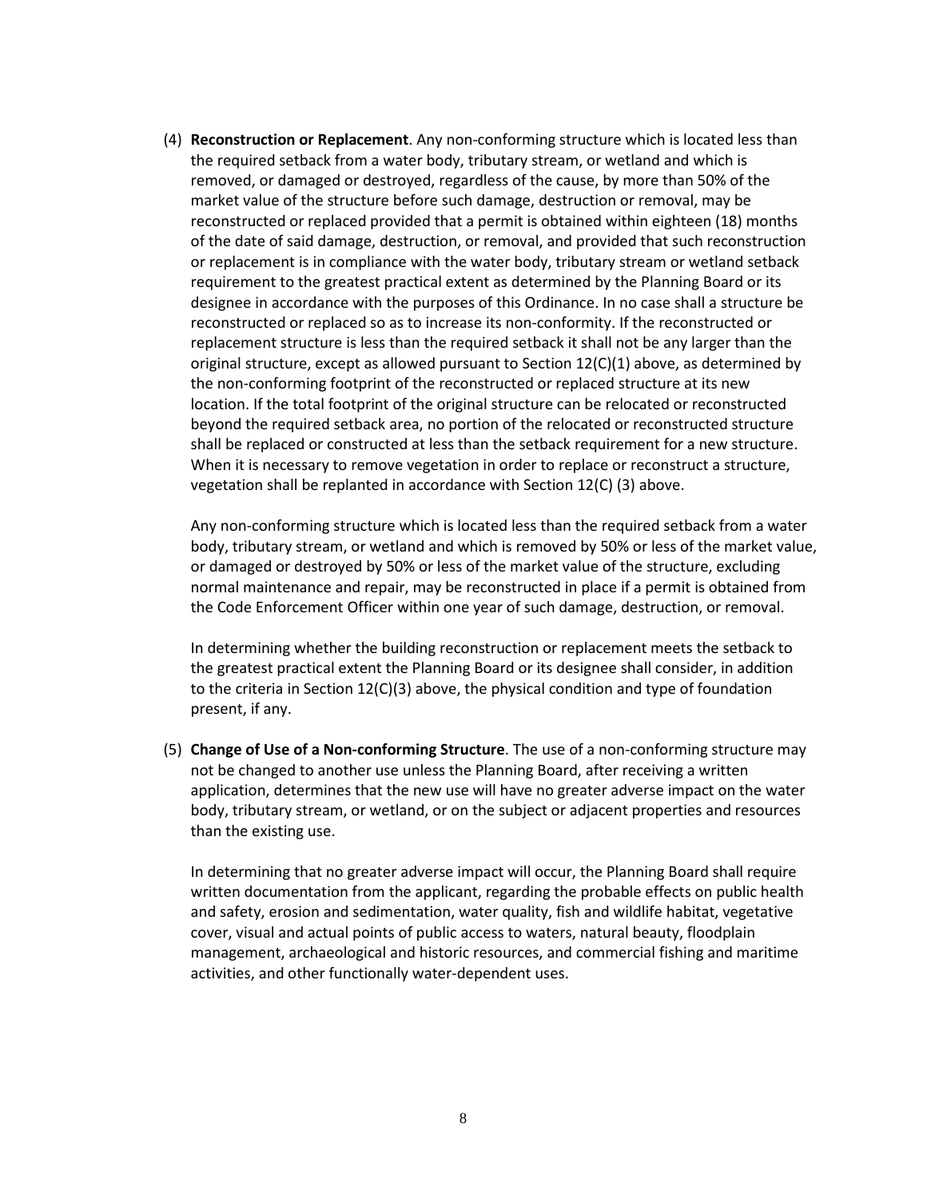(4) **Reconstruction or Replacement**. Any non-conforming structure which is located less than the required setback from a water body, tributary stream, or wetland and which is removed, or damaged or destroyed, regardless of the cause, by more than 50% of the market value of the structure before such damage, destruction or removal, may be reconstructed or replaced provided that a permit is obtained within eighteen (18) months of the date of said damage, destruction, or removal, and provided that such reconstruction or replacement is in compliance with the water body, tributary stream or wetland setback requirement to the greatest practical extent as determined by the Planning Board or its designee in accordance with the purposes of this Ordinance. In no case shall a structure be reconstructed or replaced so as to increase its non-conformity. If the reconstructed or replacement structure is less than the required setback it shall not be any larger than the original structure, except as allowed pursuant to Section 12(C)(1) above, as determined by the non-conforming footprint of the reconstructed or replaced structure at its new location. If the total footprint of the original structure can be relocated or reconstructed beyond the required setback area, no portion of the relocated or reconstructed structure shall be replaced or constructed at less than the setback requirement for a new structure. When it is necessary to remove vegetation in order to replace or reconstruct a structure, vegetation shall be replanted in accordance with Section 12(C) (3) above.

Any non-conforming structure which is located less than the required setback from a water body, tributary stream, or wetland and which is removed by 50% or less of the market value, or damaged or destroyed by 50% or less of the market value of the structure, excluding normal maintenance and repair, may be reconstructed in place if a permit is obtained from the Code Enforcement Officer within one year of such damage, destruction, or removal.

In determining whether the building reconstruction or replacement meets the setback to the greatest practical extent the Planning Board or its designee shall consider, in addition to the criteria in Section 12(C)(3) above, the physical condition and type of foundation present, if any.

(5) **Change of Use of a Non-conforming Structure**. The use of a non-conforming structure may not be changed to another use unless the Planning Board, after receiving a written application, determines that the new use will have no greater adverse impact on the water body, tributary stream, or wetland, or on the subject or adjacent properties and resources than the existing use.

In determining that no greater adverse impact will occur, the Planning Board shall require written documentation from the applicant, regarding the probable effects on public health and safety, erosion and sedimentation, water quality, fish and wildlife habitat, vegetative cover, visual and actual points of public access to waters, natural beauty, floodplain management, archaeological and historic resources, and commercial fishing and maritime activities, and other functionally water-dependent uses.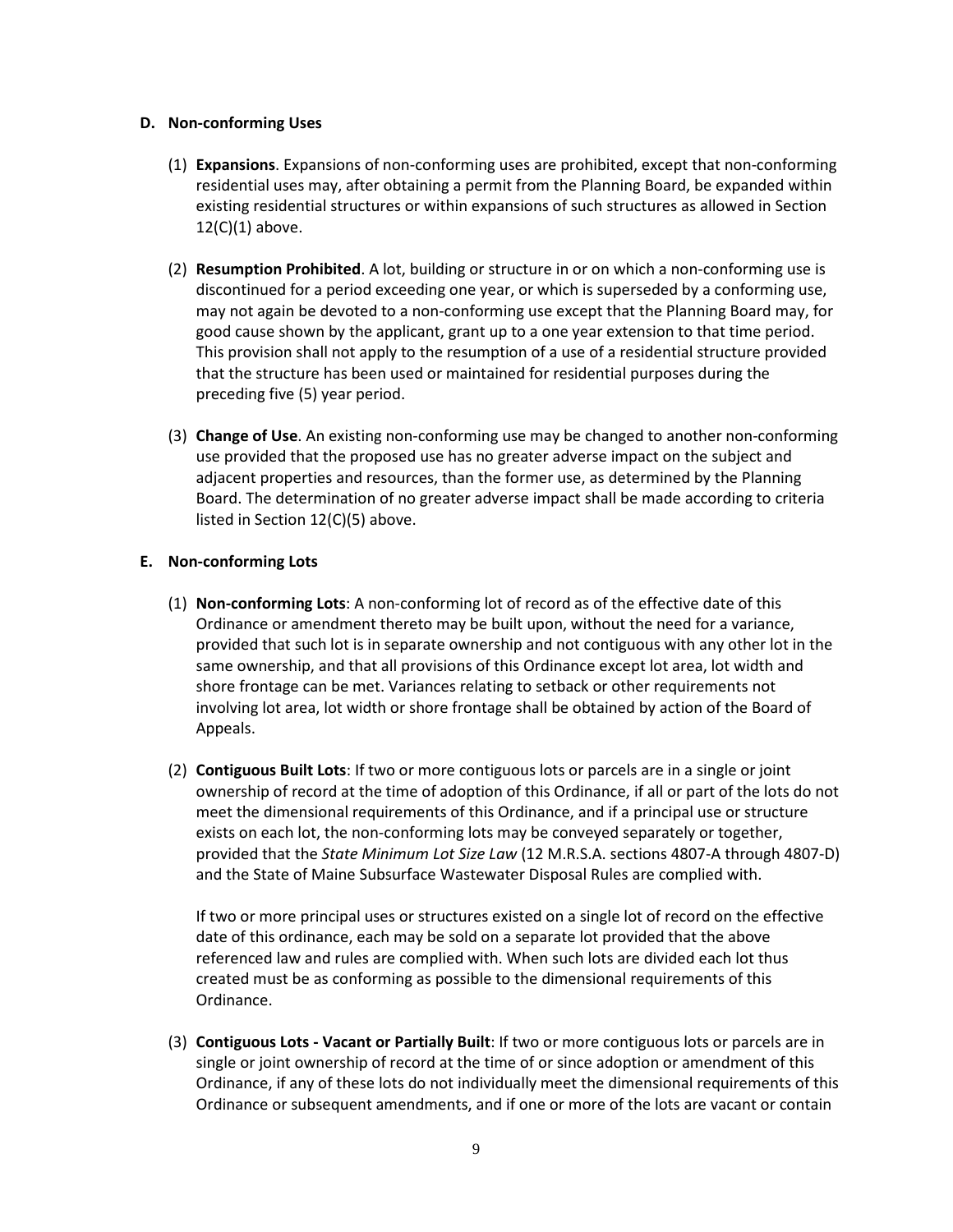### D. Non-conforming Uses

(1) **Expansions**. Expansions of non-conforming uses are prohibited, except that non-conforming residential uses may, after obtaining a permit from the Planning Board, be expanded within existing residential structures or within expansions of such structures as allowed in Section 12(C)(1) above.

(2) **Resumption Prohibited**. A lot, building or structure in or on which a non-conforming use is discontinued for a period exceeding one year, or which is superseded by a conforming use, may not again be devoted to a non-conforming use except that the Planning Board may, for good cause shown by the applicant, grant up to a one year extension to that time period. This provision shall not apply to the resumption of a use of a residential structure provided that the structure has been used or maintained for residential purposes during the preceding five (5) year period.

(3) **Change of Use**. An existing non-conforming use may be changed to another non-conforming use provided that the proposed use has no greater adverse impact on the subject and adjacent properties and resources, than the former use, as determined by the Planning Board. The determination of no greater adverse impact shall be made according to criteria listed in Section 12(C)(5) above.

### E. Non-conforming Lots

(1) **Non-conforming Lots**: A non-conforming lot of record as of the effective date of this Ordinance or amendment thereto may be built upon, without the need for a variance, provided that such lot is in separate ownership and not contiguous with any other lot in the same ownership, and that all provisions of this Ordinance except lot area, lot width and shore frontage can be met. Variances relating to setback or other requirements not involving lot area, lot width or shore frontage shall be obtained by action of the Board of Appeals.

(2) **Contiguous Built Lots**: If two or more contiguous lots or parcels are in a single or joint ownership of record at the time of adoption of this Ordinance, if all or part of the lots do not meet the dimensional requirements of this Ordinance, and if a principal use or structure exists on each lot, the non-conforming lots may be conveyed separately or together, provided that the *State Minimum Lot Size Law* (12 M.R.S.A. sections 4807-A through 4807-D) and the State of Maine Subsurface Wastewater Disposal Rules are complied with.

If two or more principal uses or structures existed on a single lot of record on the effective date of this ordinance, each may be sold on a separate lot provided that the above referenced law and rules are complied with. When such lots are divided each lot thus created must be as conforming as possible to the dimensional requirements of this Ordinance.

(3) **Contiguous Lots - Vacant or Partially Built**: If two or more contiguous lots or parcels are in single or joint ownership of record at the time of or since adoption or amendment of this Ordinance, if any of these lots do not individually meet the dimensional requirements of this Ordinance or subsequent amendments, and if one or more of the lots are vacant or contain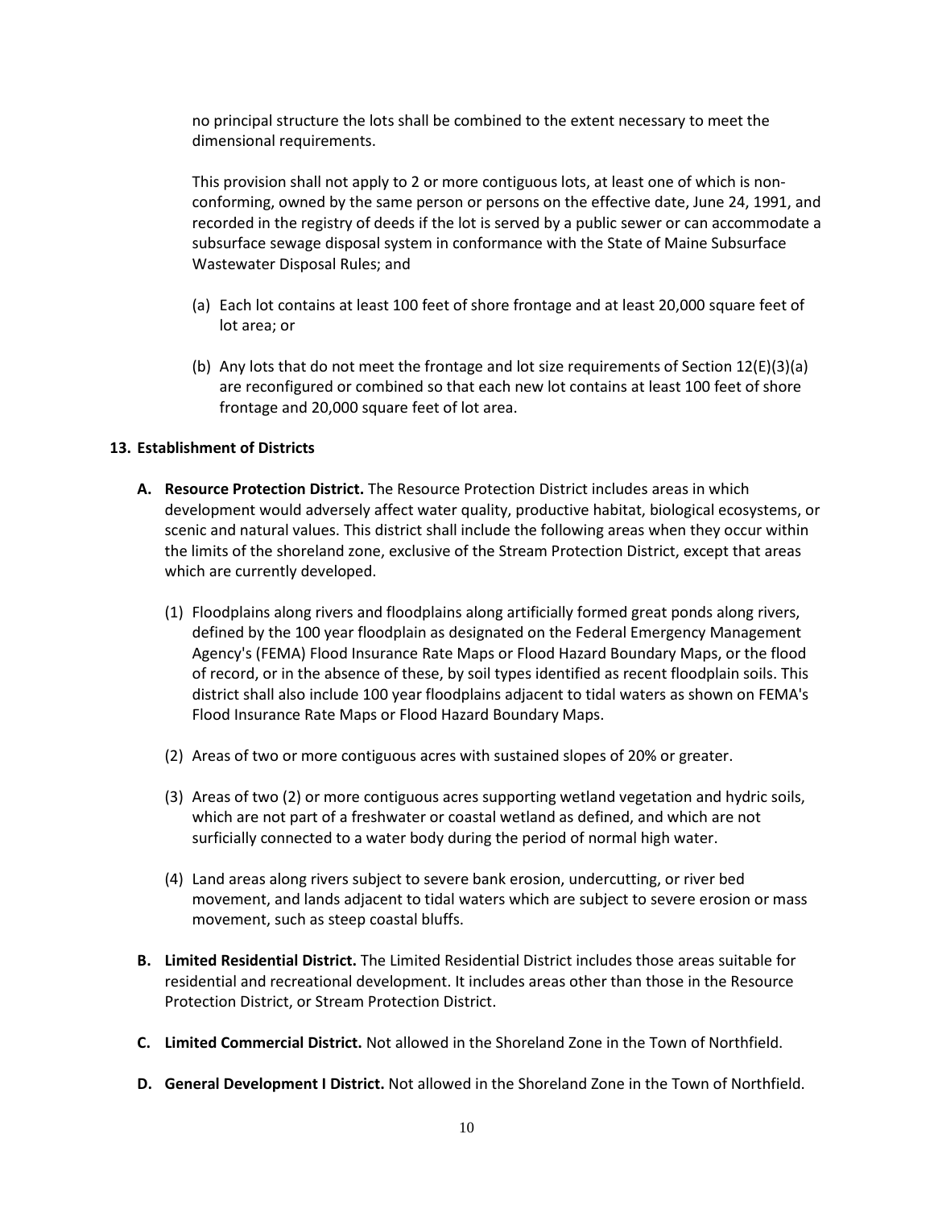no principal structure the lots shall be combined to the extent necessary to meet the dimensional requirements.

This provision shall not apply to 2 or more contiguous lots, at least one of which is non-conforming, owned by the same person or persons on the effective date, June 24, 1991, and recorded in the registry of deeds if the lot is served by a public sewer or can accommodate a subsurface sewage disposal system in conformance with the State of Maine Subsurface Wastewater Disposal Rules; and

(a) Each lot contains at least 100 feet of shore frontage and at least 20,000 square feet of lot area; or

(b) Any lots that do not meet the frontage and lot size requirements of Section 12(E)(3)(a) are reconfigured or combined so that each new lot contains at least 100 feet of shore frontage and 20,000 square feet of lot area.

## 13. Establishment of Districts

**A. Resource Protection District.** The Resource Protection District includes areas in which development would adversely affect water quality, productive habitat, biological ecosystems, or scenic and natural values. This district shall include the following areas when they occur within the limits of the shoreland zone, exclusive of the Stream Protection District, except that areas which are currently developed.

(1) Floodplains along rivers and floodplains along artificially formed great ponds along rivers, defined by the 100 year floodplain as designated on the Federal Emergency Management Agency's (FEMA) Flood Insurance Rate Maps or Flood Hazard Boundary Maps, or the flood of record, or in the absence of these, by soil types identified as recent floodplain soils. This district shall also include 100 year floodplains adjacent to tidal waters as shown on FEMA's Flood Insurance Rate Maps or Flood Hazard Boundary Maps.

(2) Areas of two or more contiguous acres with sustained slopes of 20% or greater.

(3) Areas of two (2) or more contiguous acres supporting wetland vegetation and hydric soils, which are not part of a freshwater or coastal wetland as defined, and which are not surficially connected to a water body during the period of normal high water.

(4) Land areas along rivers subject to severe bank erosion, undercutting, or river bed movement, and lands adjacent to tidal waters which are subject to severe erosion or mass movement, such as steep coastal bluffs.

**B. Limited Residential District.** The Limited Residential District includes those areas suitable for residential and recreational development. It includes areas other than those in the Resource Protection District, or Stream Protection District.

**C. Limited Commercial District.** Not allowed in the Shoreland Zone in the Town of Northfield.

**D. General Development I District.** Not allowed in the Shoreland Zone in the Town of Northfield.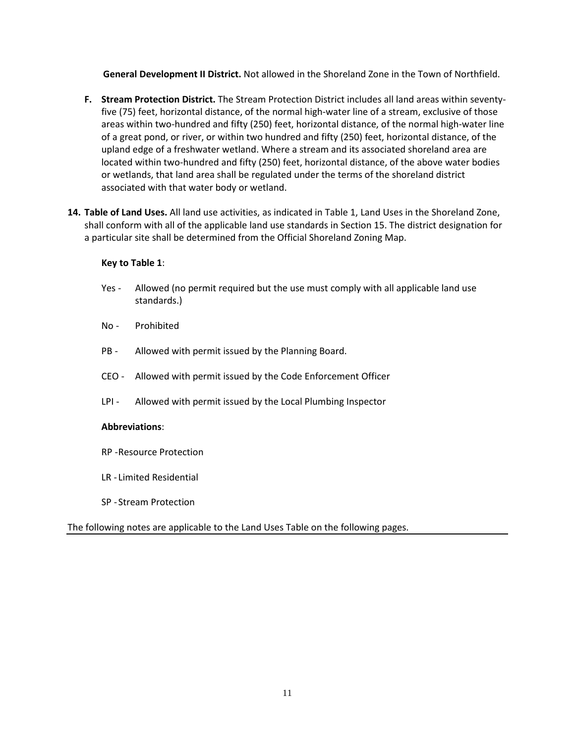**General Development II District.** Not allowed in the Shoreland Zone in the Town of Northfield.

**F. Stream Protection District.** The Stream Protection District includes all land areas within seventy-five (75) feet, horizontal distance, of the normal high-water line of a stream, exclusive of those areas within two-hundred and fifty (250) feet, horizontal distance, of the normal high-water line of a great pond, or river, or within two hundred and fifty (250) feet, horizontal distance, of the upland edge of a freshwater wetland. Where a stream and its associated shoreland area are located within two-hundred and fifty (250) feet, horizontal distance, of the above water bodies or wetlands, that land area shall be regulated under the terms of the shoreland district associated with that water body or wetland.

**14. Table of Land Uses.** All land use activities, as indicated in Table 1, Land Uses in the Shoreland Zone, shall conform with all of the applicable land use standards in Section 15. The district designation for a particular site shall be determined from the Official Shoreland Zoning Map.

**Key to Table 1**:

Yes - Allowed (no permit required but the use must comply with all applicable land use standards.)

No - Prohibited

PB - Allowed with permit issued by the Planning Board.

CEO - Allowed with permit issued by the Code Enforcement Officer

LPI - Allowed with permit issued by the Local Plumbing Inspector

**Abbreviations**:

RP - Resource Protection

LR - Limited Residential

SP - Stream Protection

The following notes are applicable to the Land Uses Table on the following pages.